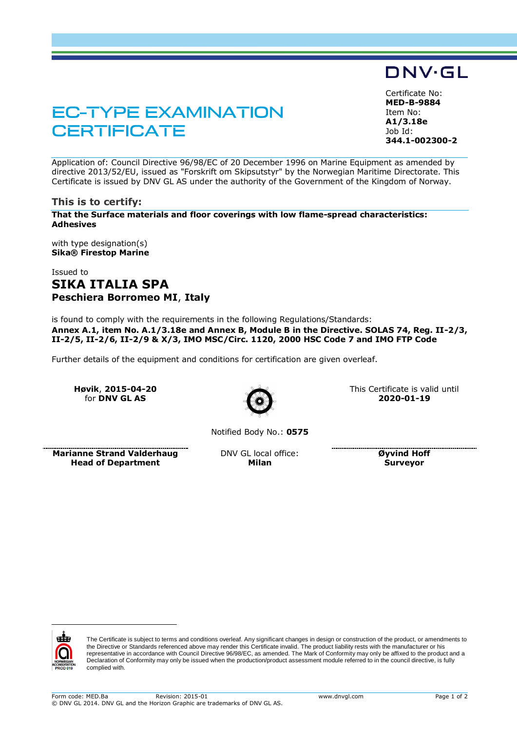DNV·GL

# EC-TYPE EXAMINATION CERTIFICATE

Certificate No:
**MED-B-9884**
Item No:
**A1/3.18e**
Job Id:
**344.1-002300-2**

Application of: Council Directive 96/98/EC of 20 December 1996 on Marine Equipment as amended by directive 2013/52/EU, issued as "Forskrift om Skipsutstyr" by the Norwegian Maritime Directorate. This Certificate is issued by DNV GL AS under the authority of the Government of the Kingdom of Norway.

## This is to certify:

**That the Surface materials and floor coverings with low flame-spread characteristics: Adhesives**

with type designation(s)
**Sika® Firestop Marine**

Issued to
**SIKA ITALIA SPA**
**Peschiera Borromeo MI**, **Italy**

is found to comply with the requirements in the following Regulations/Standards:
**Annex A.1, item No. A.1/3.18e and Annex B, Module B in the Directive. SOLAS 74, Reg. II-2/3, II-2/5, II-2/6, II-2/9 & X/3, IMO MSC/Circ. 1120, 2000 HSC Code 7 and IMO FTP Code**

Further details of the equipment and conditions for certification are given overleaf.

**Høvik**, **2015-04-20**
for **DNV GL AS**

This Certificate is valid until
**2020-01-19**

Notified Body No.: **0575**

**Marianne Strand Valderhaug**
**Head of Department**

DNV GL local office:
**Milan**

**Øyvind Hoff**
**Surveyor**

NORWEGIAN ACCREDITATION PROD 019

The Certificate is subject to terms and conditions overleaf. Any significant changes in design or construction of the product, or amendments to the Directive or Standards referenced above may render this Certificate invalid. The product liability rests with the manufacturer or his representative in accordance with Council Directive 96/98/EC, as amended. The Mark of Conformity may only be affixed to the product and a Declaration of Conformity may only be issued when the production/product assessment module referred to in the council directive, is fully complied with.

Form code: MED.Ba Revision: 2015-01 www.dnvgl.com
© DNV GL 2014. DNV GL and the Horizon Graphic are trademarks of DNV GL AS.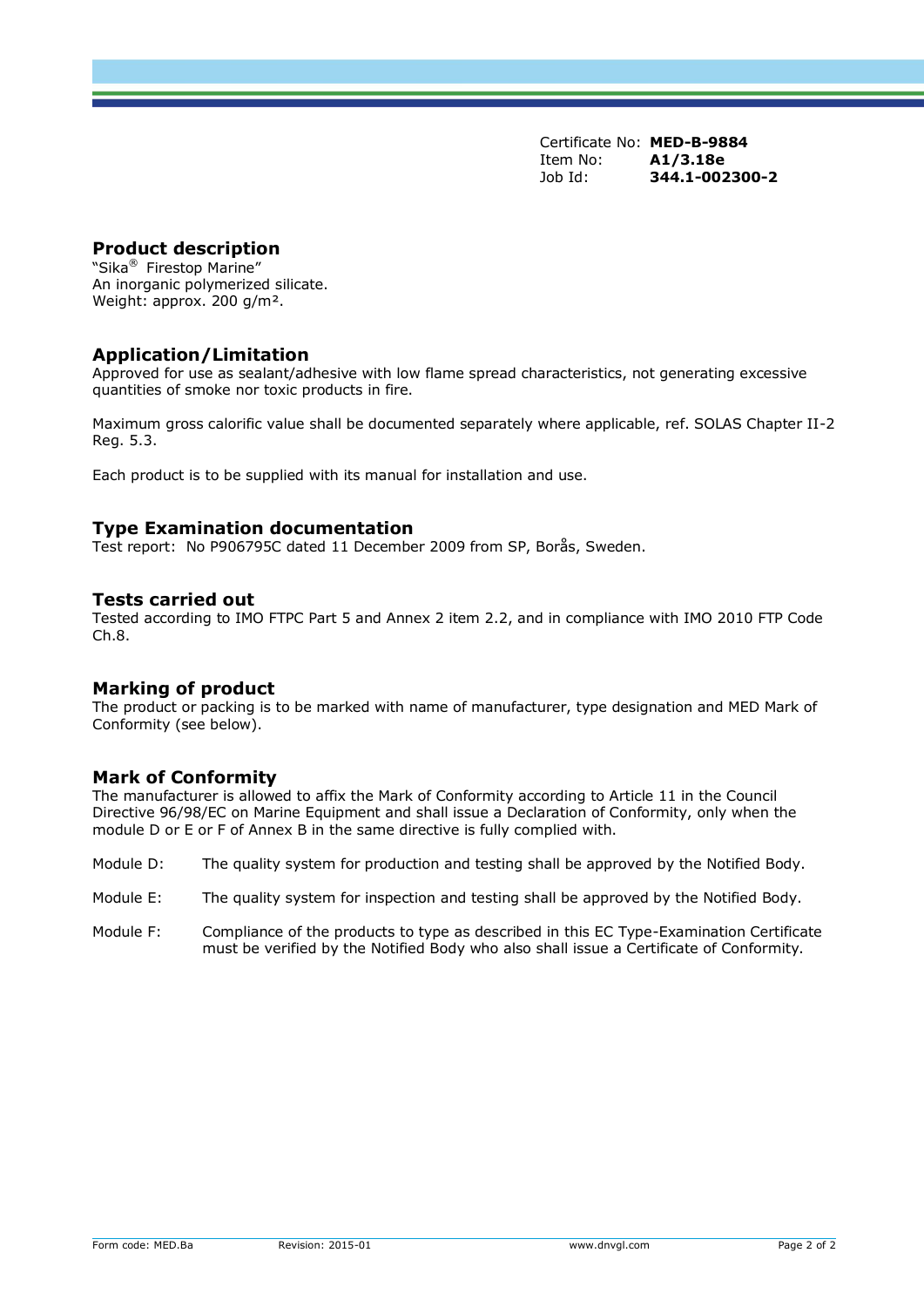Certificate No: **MED-B-9884**
Item No: **A1/3.18e**
Job Id: **344.1-002300-2**

## Product description

"Sika® Firestop Marine"
An inorganic polymerized silicate.
Weight: approx. 200 g/m².

## Application/Limitation

Approved for use as sealant/adhesive with low flame spread characteristics, not generating excessive quantities of smoke nor toxic products in fire.

Maximum gross calorific value shall be documented separately where applicable, ref. SOLAS Chapter II-2 Reg. 5.3.

Each product is to be supplied with its manual for installation and use.

## Type Examination documentation

Test report: No P906795C dated 11 December 2009 from SP, Borås, Sweden.

## Tests carried out

Tested according to IMO FTPC Part 5 and Annex 2 item 2.2, and in compliance with IMO 2010 FTP Code Ch.8.

## Marking of product

The product or packing is to be marked with name of manufacturer, type designation and MED Mark of Conformity (see below).

## Mark of Conformity

The manufacturer is allowed to affix the Mark of Conformity according to Article 11 in the Council Directive 96/98/EC on Marine Equipment and shall issue a Declaration of Conformity, only when the module D or E or F of Annex B in the same directive is fully complied with.

Module D: The quality system for production and testing shall be approved by the Notified Body.

Module E: The quality system for inspection and testing shall be approved by the Notified Body.

Module F: Compliance of the products to type as described in this EC Type-Examination Certificate must be verified by the Notified Body who also shall issue a Certificate of Conformity.

Form code: MED.Ba Revision: 2015-01 www.dnvgl.com